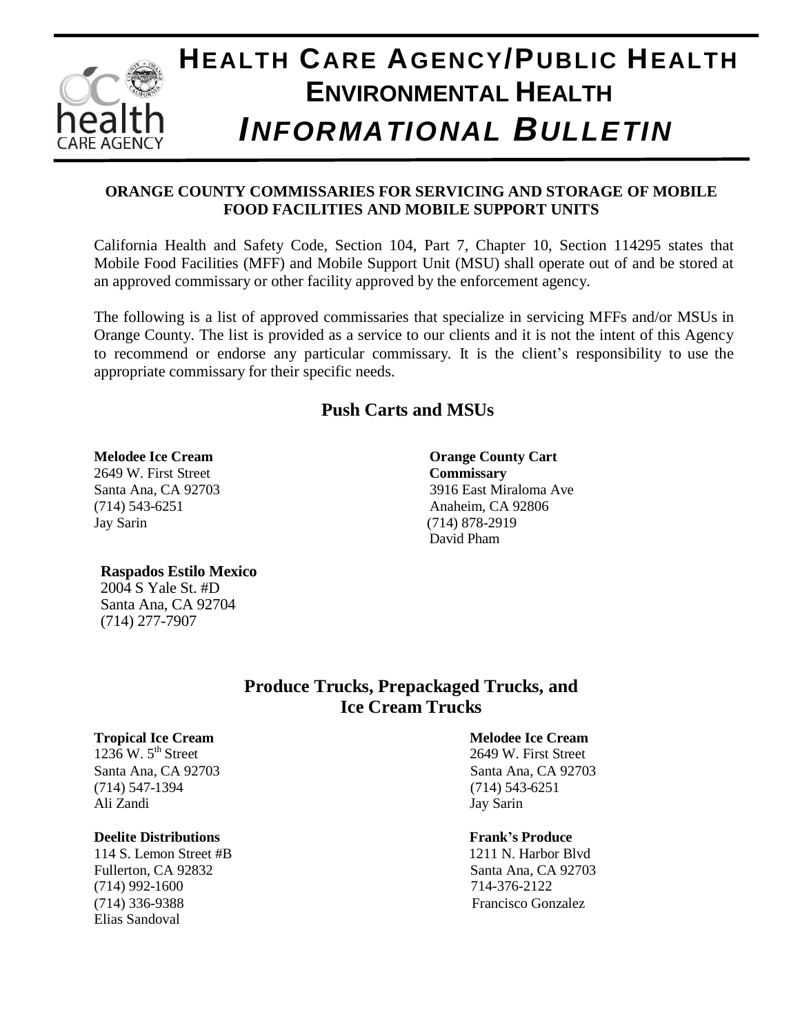# HEALTH CARE AGENCY/PUBLIC HEALTH
## ENVIRONMENTAL HEALTH
## *INFORMATIONAL BULLETIN*

**ORANGE COUNTY COMMISSARIES FOR SERVICING AND STORAGE OF MOBILE FOOD FACILITIES AND MOBILE SUPPORT UNITS**

California Health and Safety Code, Section 104, Part 7, Chapter 10, Section 114295 states that Mobile Food Facilities (MFF) and Mobile Support Unit (MSU) shall operate out of and be stored at an approved commissary or other facility approved by the enforcement agency.

The following is a list of approved commissaries that specialize in servicing MFFs and/or MSUs in Orange County. The list is provided as a service to our clients and it is not the intent of this Agency to recommend or endorse any particular commissary. It is the client's responsibility to use the appropriate commissary for their specific needs.

## Push Carts and MSUs

**Melodee Ice Cream**
2649 W. First Street
Santa Ana, CA 92703
(714) 543-6251
Jay Sarin

**Orange County Cart Commissary**
3916 East Miraloma Ave
Anaheim, CA 92806
(714) 878-2919
David Pham

**Raspados Estilo Mexico**
2004 S Yale St. #D
Santa Ana, CA 92704
(714) 277-7907

## Produce Trucks, Prepackaged Trucks, and Ice Cream Trucks

**Tropical Ice Cream**
1236 W. 5th Street
Santa Ana, CA 92703
(714) 547-1394
Ali Zandi

**Melodee Ice Cream**
2649 W. First Street
Santa Ana, CA 92703
(714) 543-6251
Jay Sarin

**Deelite Distributions**
114 S. Lemon Street #B
Fullerton, CA 92832
(714) 992-1600
(714) 336-9388
Elias Sandoval

**Frank's Produce**
1211 N. Harbor Blvd
Santa Ana, CA 92703
714-376-2122
Francisco Gonzalez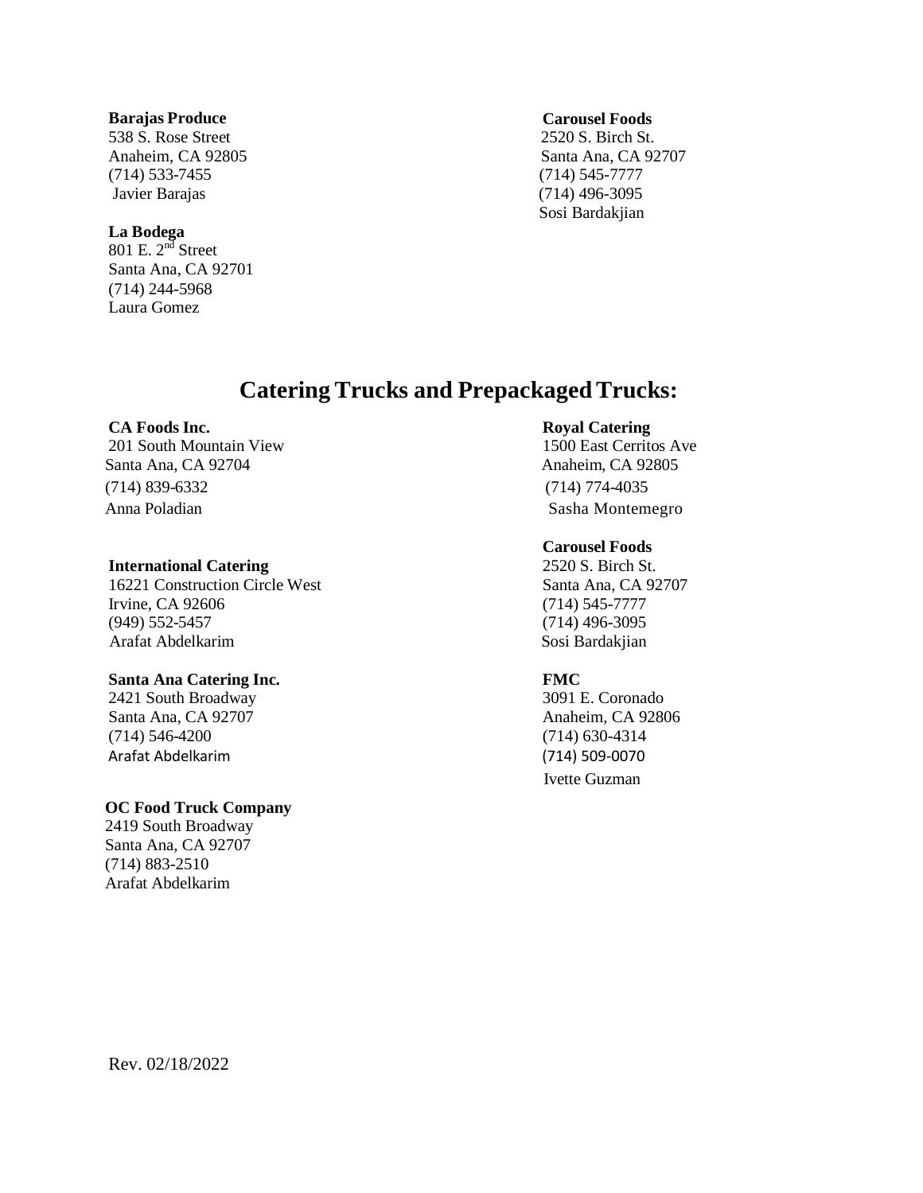**Barajas Produce**
538 S. Rose Street
Anaheim, CA 92805
(714) 533-7455
Javier Barajas

**La Bodega**
801 E. 2nd Street
Santa Ana, CA 92701
(714) 244-5968
Laura Gomez

**Carousel Foods**
2520 S. Birch St.
Santa Ana, CA 92707
(714) 545-7777
(714) 496-3095
Sosi Bardakjian

## Catering Trucks and Prepackaged Trucks:

**CA Foods Inc.**
201 South Mountain View
Santa Ana, CA 92704
(714) 839-6332
Anna Poladian

**International Catering**
16221 Construction Circle West
Irvine, CA 92606
(949) 552-5457
Arafat Abdelkarim

**Santa Ana Catering Inc.**
2421 South Broadway
Santa Ana, CA 92707
(714) 546-4200
Arafat Abdelkarim

**OC Food Truck Company**
2419 South Broadway
Santa Ana, CA 92707
(714) 883-2510
Arafat Abdelkarim

**Royal Catering**
1500 East Cerritos Ave
Anaheim, CA 92805
(714) 774-4035
Sasha Montemegro

**Carousel Foods**
2520 S. Birch St.
Santa Ana, CA 92707
(714) 545-7777
(714) 496-3095
Sosi Bardakjian

**FMC**
3091 E. Coronado
Anaheim, CA 92806
(714) 630-4314
(714) 509-0070
Ivette Guzman

Rev. 02/18/2022